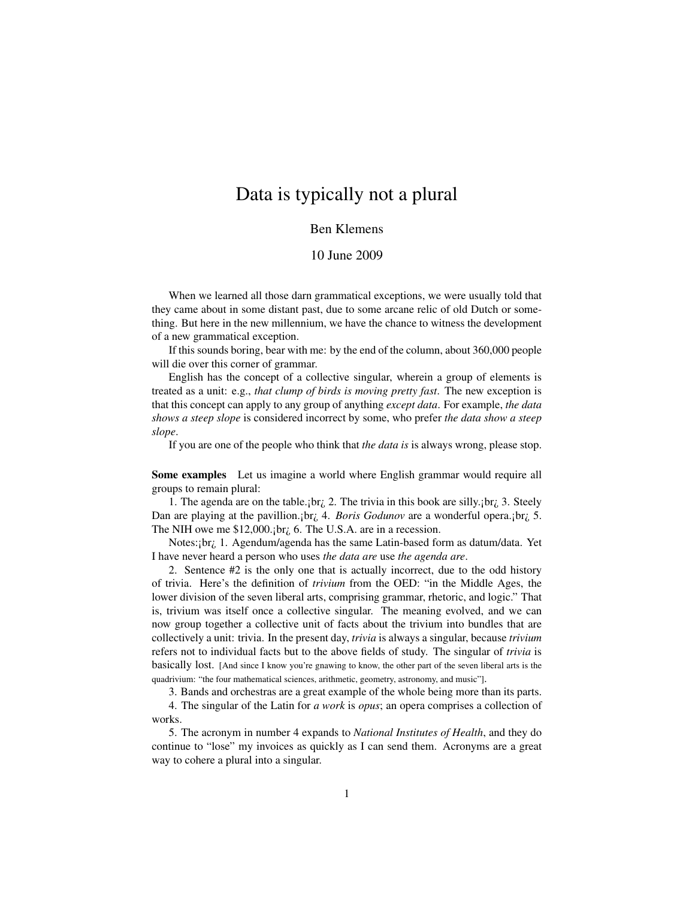# Data is typically not a plural

Ben Klemens

10 June 2009

When we learned all those darn grammatical exceptions, we were usually told that they came about in some distant past, due to some arcane relic of old Dutch or something. But here in the new millennium, we have the chance to witness the development of a new grammatical exception.

If this sounds boring, bear with me: by the end of the column, about 360,000 people will die over this corner of grammar.

English has the concept of a collective singular, wherein a group of elements is treated as a unit: e.g., *that clump of birds is moving pretty fast*. The new exception is that this concept can apply to any group of anything *except data*. For example, *the data shows a steep slope* is considered incorrect by some, who prefer *the data show a steep slope*.

If you are one of the people who think that *the data is* is always wrong, please stop.

**Some examples** Let us imagine a world where English grammar would require all groups to remain plural:

1. The agenda are on the table.¡br¿ 2. The trivia in this book are silly.¡br¿ 3. Steely Dan are playing at the pavillion.¡br¿ 4. *Boris Godunov* are a wonderful opera.¡br¿ 5. The NIH owe me $12,000.¡br¿ 6. The U.S.A. are in a recession.

Notes:¡br¿ 1. Agendum/agenda has the same Latin-based form as datum/data. Yet I have never heard a person who uses *the data are* use *the agenda are*.

2. Sentence #2 is the only one that is actually incorrect, due to the odd history of trivia. Here's the definition of *trivium* from the OED: "in the Middle Ages, the lower division of the seven liberal arts, comprising grammar, rhetoric, and logic." That is, trivium was itself once a collective singular. The meaning evolved, and we can now group together a collective unit of facts about the trivium into bundles that are collectively a unit: trivia. In the present day, *trivia* is always a singular, because *trivium* refers not to individual facts but to the above fields of study. The singular of *trivia* is basically lost. [And since I know you're gnawing to know, the other part of the seven liberal arts is the quadrivium: "the four mathematical sciences, arithmetic, geometry, astronomy, and music"].

3. Bands and orchestras are a great example of the whole being more than its parts.

4. The singular of the Latin for *a work* is *opus*; an opera comprises a collection of works.

5. The acronym in number 4 expands to *National Institutes of Health*, and they do continue to "lose" my invoices as quickly as I can send them. Acronyms are a great way to cohere a plural into a singular.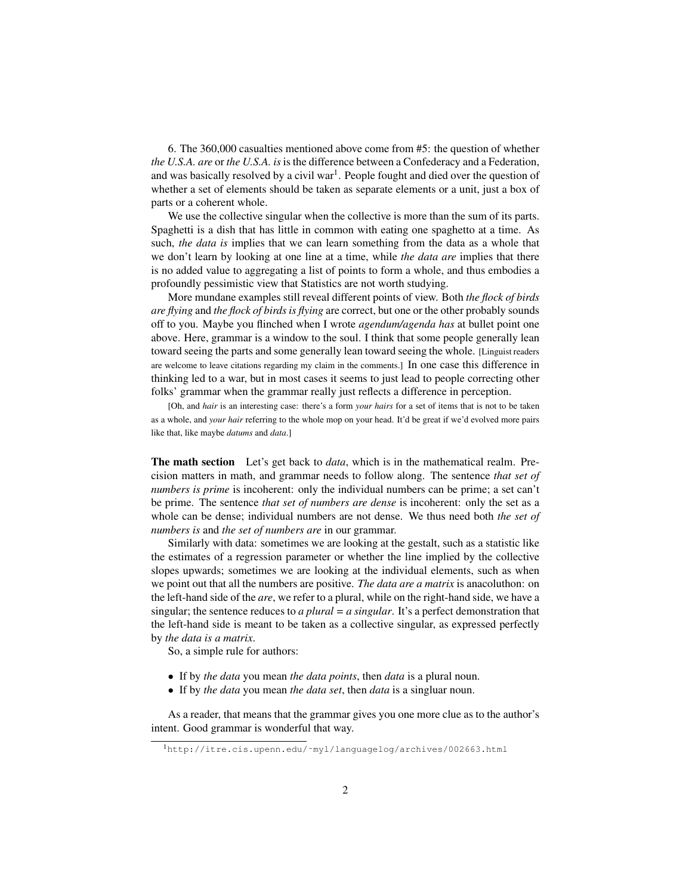6. The 360,000 casualties mentioned above come from #5: the question of whether *the U.S.A. are* or *the U.S.A. is* is the difference between a Confederacy and a Federation, and was basically resolved by a civil war[1]. People fought and died over the question of whether a set of elements should be taken as separate elements or a unit, just a box of parts or a coherent whole.

We use the collective singular when the collective is more than the sum of its parts. Spaghetti is a dish that has little in common with eating one spaghetto at a time. As such, *the data is* implies that we can learn something from the data as a whole that we don't learn by looking at one line at a time, while *the data are* implies that there is no added value to aggregating a list of points to form a whole, and thus embodies a profoundly pessimistic view that Statistics are not worth studying.

More mundane examples still reveal different points of view. Both *the flock of birds are flying* and *the flock of birds is flying* are correct, but one or the other probably sounds off to you. Maybe you flinched when I wrote *agendum/agenda has* at bullet point one above. Here, grammar is a window to the soul. I think that some people generally lean toward seeing the parts and some generally lean toward seeing the whole. [Linguist readers are welcome to leave citations regarding my claim in the comments.] In one case this difference in thinking led to a war, but in most cases it seems to just lead to people correcting other folks' grammar when the grammar really just reflects a difference in perception.

[Oh, and *hair* is an interesting case: there's a form *your hairs* for a set of items that is not to be taken as a whole, and *your hair* referring to the whole mop on your head. It'd be great if we'd evolved more pairs like that, like maybe *datums* and *data*.]

**The math section** Let's get back to *data*, which is in the mathematical realm. Precision matters in math, and grammar needs to follow along. The sentence *that set of numbers is prime* is incoherent: only the individual numbers can be prime; a set can't be prime. The sentence *that set of numbers are dense* is incoherent: only the set as a whole can be dense; individual numbers are not dense. We thus need both *the set of numbers is* and *the set of numbers are* in our grammar.

Similarly with data: sometimes we are looking at the gestalt, such as a statistic like the estimates of a regression parameter or whether the line implied by the collective slopes upwards; sometimes we are looking at the individual elements, such as when we point out that all the numbers are positive. *The data are a matrix* is anacoluthon: on the left-hand side of the *are*, we refer to a plural, while on the right-hand side, we have a singular; the sentence reduces to *a plural = a singular*. It's a perfect demonstration that the left-hand side is meant to be taken as a collective singular, as expressed perfectly by *the data is a matrix*.

So, a simple rule for authors:

- If by *the data* you mean *the data points*, then *data* is a plural noun.
- If by *the data* you mean *the data set*, then *data* is a singluar noun.

As a reader, that means that the grammar gives you one more clue as to the author's intent. Good grammar is wonderful that way.

[1] http://itre.cis.upenn.edu/~myl/languagelog/archives/002663.html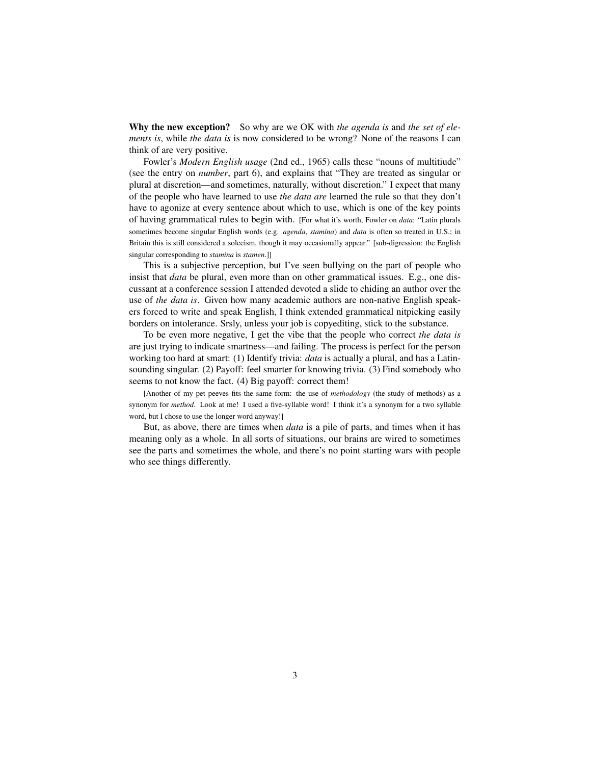**Why the new exception?** So why are we OK with *the agenda is* and *the set of elements is*, while *the data is* is now considered to be wrong? None of the reasons I can think of are very positive.

Fowler's *Modern English usage* (2nd ed., 1965) calls these "nouns of multitiude" (see the entry on *number*, part 6), and explains that "They are treated as singular or plural at discretion—and sometimes, naturally, without discretion." I expect that many of the people who have learned to use *the data are* learned the rule so that they don't have to agonize at every sentence about which to use, which is one of the key points of having grammatical rules to begin with. [For what it's worth, Fowler on *data*: "Latin plurals sometimes become singular English words (e.g. *agenda*, *stamina*) and *data* is often so treated in U.S.; in Britain this is still considered a solecism, though it may occasionally appear." [sub-digression: the English singular corresponding to *stamina* is *stamen*.]]

This is a subjective perception, but I've seen bullying on the part of people who insist that *data* be plural, even more than on other grammatical issues. E.g., one discussant at a conference session I attended devoted a slide to chiding an author over the use of *the data is*. Given how many academic authors are non-native English speakers forced to write and speak English, I think extended grammatical nitpicking easily borders on intolerance. Srsly, unless your job is copyediting, stick to the substance.

To be even more negative, I get the vibe that the people who correct *the data is* are just trying to indicate smartness—and failing. The process is perfect for the person working too hard at smart: (1) Identify trivia: *data* is actually a plural, and has a Latin-sounding singular. (2) Payoff: feel smarter for knowing trivia. (3) Find somebody who seems to not know the fact. (4) Big payoff: correct them!

[Another of my pet peeves fits the same form: the use of *methodology* (the study of methods) as a synonym for *method*. Look at me! I used a five-syllable word! I think it's a synonym for a two syllable word, but I chose to use the longer word anyway!]

But, as above, there are times when *data* is a pile of parts, and times when it has meaning only as a whole. In all sorts of situations, our brains are wired to sometimes see the parts and sometimes the whole, and there's no point starting wars with people who see things differently.